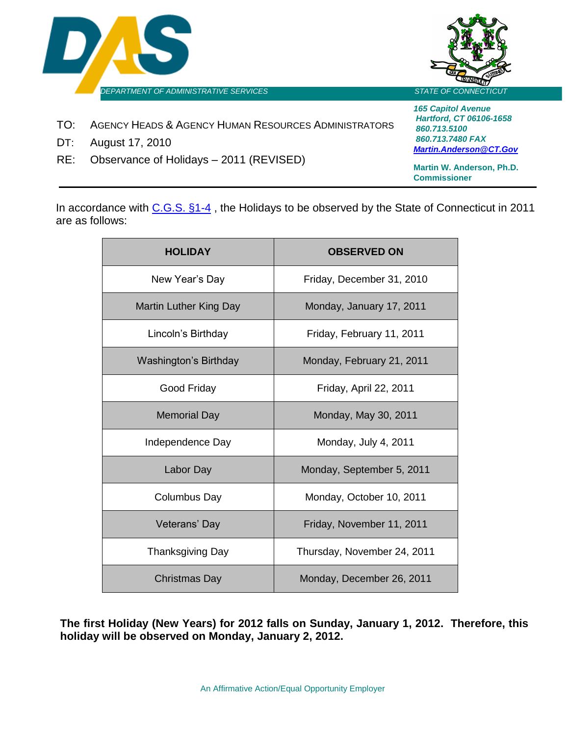DEPARTMENT OF ADMINISTRATIVE SERVICES

STATE OF CONNECTICUT

*165 Capitol Avenue*
*Hartford, CT 06106-1658*
*860.713.5100*
*860.713.7480 FAX*
*Martin.Anderson@CT.Gov*

**Martin W. Anderson, Ph.D.**
**Commissioner**

TO: AGENCY HEADS & AGENCY HUMAN RESOURCES ADMINISTRATORS

DT: August 17, 2010

RE: Observance of Holidays – 2011 (REVISED)

---

In accordance with C.G.S. §1-4 , the Holidays to be observed by the State of Connecticut in 2011 are as follows:

| HOLIDAY | OBSERVED ON |
|---|---|
| New Year's Day | Friday, December 31, 2010 |
| Martin Luther King Day | Monday, January 17, 2011 |
| Lincoln's Birthday | Friday, February 11, 2011 |
| Washington's Birthday | Monday, February 21, 2011 |
| Good Friday | Friday, April 22, 2011 |
| Memorial Day | Monday, May 30, 2011 |
| Independence Day | Monday, July 4, 2011 |
| Labor Day | Monday, September 5, 2011 |
| Columbus Day | Monday, October 10, 2011 |
| Veterans' Day | Friday, November 11, 2011 |
| Thanksgiving Day | Thursday, November 24, 2011 |
| Christmas Day | Monday, December 26, 2011 |

**The first Holiday (New Years) for 2012 falls on Sunday, January 1, 2012. Therefore, this holiday will be observed on Monday, January 2, 2012.**

An Affirmative Action/Equal Opportunity Employer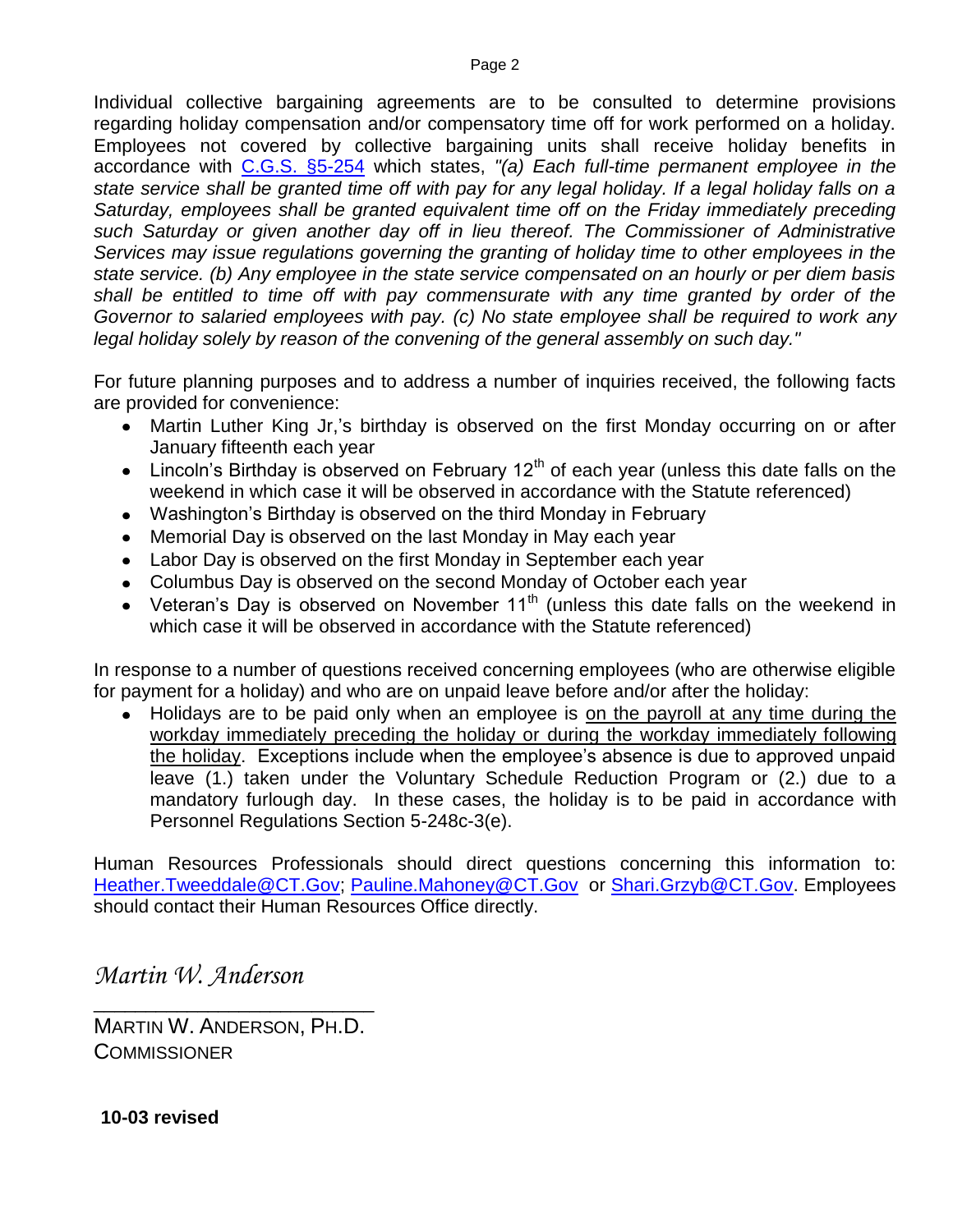Individual collective bargaining agreements are to be consulted to determine provisions regarding holiday compensation and/or compensatory time off for work performed on a holiday. Employees not covered by collective bargaining units shall receive holiday benefits in accordance with [C.G.S. §5-254](C.G.S. §5-254) which states, *"(a) Each full-time permanent employee in the state service shall be granted time off with pay for any legal holiday. If a legal holiday falls on a Saturday, employees shall be granted equivalent time off on the Friday immediately preceding such Saturday or given another day off in lieu thereof. The Commissioner of Administrative Services may issue regulations governing the granting of holiday time to other employees in the state service. (b) Any employee in the state service compensated on an hourly or per diem basis shall be entitled to time off with pay commensurate with any time granted by order of the Governor to salaried employees with pay. (c) No state employee shall be required to work any legal holiday solely by reason of the convening of the general assembly on such day."*

For future planning purposes and to address a number of inquiries received, the following facts are provided for convenience:

- Martin Luther King Jr,'s birthday is observed on the first Monday occurring on or after January fifteenth each year
- Lincoln's Birthday is observed on February 12th of each year (unless this date falls on the weekend in which case it will be observed in accordance with the Statute referenced)
- Washington's Birthday is observed on the third Monday in February
- Memorial Day is observed on the last Monday in May each year
- Labor Day is observed on the first Monday in September each year
- Columbus Day is observed on the second Monday of October each year
- Veteran's Day is observed on November 11th (unless this date falls on the weekend in which case it will be observed in accordance with the Statute referenced)

In response to a number of questions received concerning employees (who are otherwise eligible for payment for a holiday) and who are on unpaid leave before and/or after the holiday:

- Holidays are to be paid only when an employee is <u>on the payroll at any time during the workday immediately preceding the holiday or during the workday immediately following the holiday</u>. Exceptions include when the employee's absence is due to approved unpaid leave (1.) taken under the Voluntary Schedule Reduction Program or (2.) due to a mandatory furlough day. In these cases, the holiday is to be paid in accordance with Personnel Regulations Section 5-248c-3(e).

Human Resources Professionals should direct questions concerning this information to: Heather.Tweeddale@CT.Gov; Pauline.Mahoney@CT.Gov or Shari.Grzyb@CT.Gov. Employees should contact their Human Resources Office directly.

*Martin W. Anderson*

MARTIN W. ANDERSON, PH.D.
COMMISSIONER

**10-03 revised**